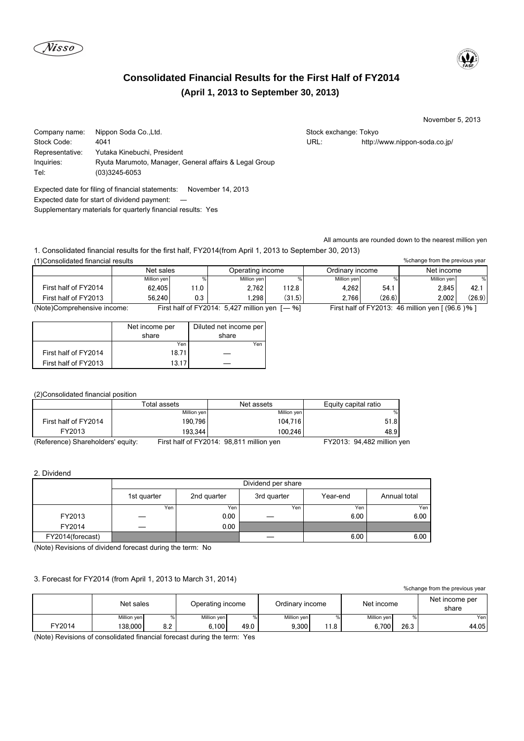# Consolidated Financial Results for the First Half of FY2014

## (April 1, 2013 to September 30, 2013)

November 5, 2013

| | | | |
|---|---|---|---|
| Company name: | Nippon Soda Co.,Ltd. | Stock exchange: Tokyo | |
| Stock Code: | 4041 | URL: | http://www.nippon-soda.co.jp/ |
| Representative: | Yutaka Kinebuchi, President | | |
| Inquiries: | Ryuta Marumoto, Manager, General affairs & Legal Group | | |
| Tel: | (03)3245-6053 | | |

Expected date for filing of financial statements: November 14, 2013

Expected date for start of dividend payment: —

Supplementary materials for quarterly financial results: Yes

All amounts are rounded down to the nearest million yen

1. Consolidated financial results for the first half, FY2014(from April 1, 2013 to September 30, 2013)

(1)Consolidated financial results

%change from the previous year

| | Net sales | | Operating income | | Ordinary income | | Net income | |
|---|---|---|---|---|---|---|---|---|
| | Million yen | % | Million yen | % | Million yen | % | Million yen | % |
| First half of FY2014 | 62,405 | 11.0 | 2,762 | 112.8 | 4,262 | 54.1 | 2,845 | 42.1 |
| First half of FY2013 | 56,240 | 0.3 | 1,298 | (31.5) | 2,766 | (26.6) | 2,002 | (26.9) |

(Note)Comprehensive income: First half of FY2014: 5,427 million yen [— %] First half of FY2013: 46 million yen [ (96.6 )% ]

| | Net income per share | Diluted net income per share |
|---|---|---|
| | Yen | Yen |
| First half of FY2014 | 18.71 | — |
| First half of FY2013 | 13.17 | — |

(2)Consolidated financial position

| | Total assets | Net assets | Equity capital ratio |
|---|---|---|---|
| | Million yen | Million yen | % |
| First half of FY2014 | 190,796 | 104,716 | 51.8 |
| FY2013 | 193,344 | 100,246 | 48.9 |

(Reference) Shareholders' equity: First half of FY2014: 98,811 million yen FY2013: 94,482 million yen

2. Dividend

| | Dividend per share | | | | |
|---|---|---|---|---|---|
| | 1st quarter | 2nd quarter | 3rd quarter | Year-end | Annual total |
| | Yen | Yen | Yen | Yen | Yen |
| FY2013 | — | 0.00 | — | 6.00 | 6.00 |
| FY2014 | — | 0.00 | | | |
| FY2014(forecast) | | | — | 6.00 | 6.00 |

(Note) Revisions of dividend forecast during the term: No

3. Forecast for FY2014 (from April 1, 2013 to March 31, 2014)

%change from the previous year

| | Net sales | | Operating income | | Ordinary income | | Net income | | Net income per share |
|---|---|---|---|---|---|---|---|---|---|
| | Million yen | % | Million yen | % | Million yen | % | Million yen | % | Yen |
| FY2014 | 138,000 | 8.2 | 6,100 | 49.0 | 9,300 | 11.8 | 6,700 | 26.3 | 44.05 |

(Note) Revisions of consolidated financial forecast during the term: Yes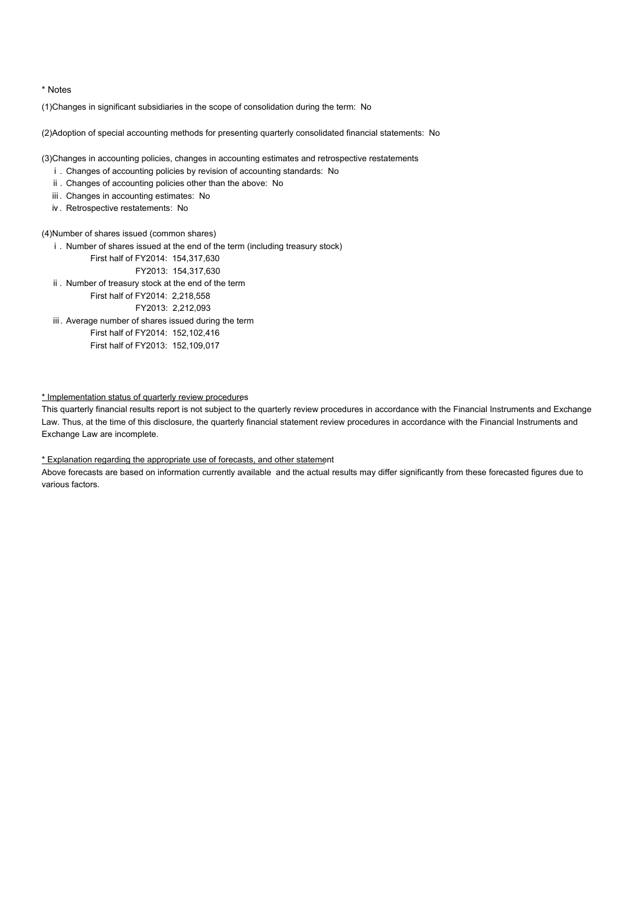\* Notes

(1)Changes in significant subsidiaries in the scope of consolidation during the term: No

(2)Adoption of special accounting methods for presenting quarterly consolidated financial statements: No

(3)Changes in accounting policies, changes in accounting estimates and retrospective restatements

- ⅰ. Changes of accounting policies by revision of accounting standards: No
- ⅱ. Changes of accounting policies other than the above: No
- ⅲ. Changes in accounting estimates: No
- ⅳ. Retrospective restatements: No

(4)Number of shares issued (common shares)

- ⅰ. Number of shares issued at the end of the term (including treasury stock)
  - First half of FY2014: 154,317,630
  - FY2013: 154,317,630
- ⅱ. Number of treasury stock at the end of the term
  - First half of FY2014: 2,218,558
  - FY2013: 2,212,093
- ⅲ. Average number of shares issued during the term
  - First half of FY2014: 152,102,416
  - First half of FY2013: 152,109,017

<u>* Implementation status of quarterly review procedures</u>

This quarterly financial results report is not subject to the quarterly review procedures in accordance with the Financial Instruments and Exchange Law. Thus, at the time of this disclosure, the quarterly financial statement review procedures in accordance with the Financial Instruments and Exchange Law are incomplete.

<u>* Explanation regarding the appropriate use of forecasts, and other statement</u>

Above forecasts are based on information currently available and the actual results may differ significantly from these forecasted figures due to various factors.